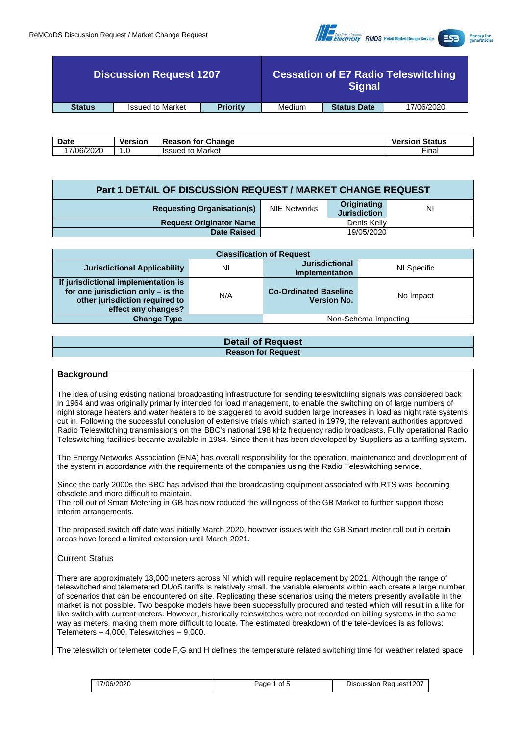| Discussion Request 1207 | | | Cessation of E7 Radio Teleswitching Signal | | |
|---|---|---|---|---|---|
| **Status** | Issued to Market | **Priority** | Medium | **Status Date** | 17/06/2020 |

| Date | Version | Reason for Change | Version Status |
|---|---|---|---|
| 17/06/2020 | 1.0 | Issued to Market | Final |

## Part 1 DETAIL OF DISCUSSION REQUEST / MARKET CHANGE REQUEST

| **Requesting Organisation(s)** | NIE Networks | **Originating Jurisdiction** | NI |
|---|---|---|---|
| **Request Originator Name** | Denis Kelly | | |
| **Date Raised** | 19/05/2020 | | |

| Classification of Request | | | |
|---|---|---|---|
| **Jurisdictional Applicability** | NI | **Jurisdictional Implementation** | NI Specific |
| **If jurisdictional implementation is for one jurisdiction only – is the other jurisdiction required to effect any changes?** | N/A | **Co-Ordinated Baseline Version No.** | No Impact |
| **Change Type** | | Non-Schema Impacting | |

## Detail of Request

### Reason for Request

**Background**

The idea of using existing national broadcasting infrastructure for sending teleswitching signals was considered back in 1964 and was originally primarily intended for load management, to enable the switching on of large numbers of night storage heaters and water heaters to be staggered to avoid sudden large increases in load as night rate systems cut in. Following the successful conclusion of extensive trials which started in 1979, the relevant authorities approved Radio Teleswitching transmissions on the BBC's national 198 kHz frequency radio broadcasts. Fully operational Radio Teleswitching facilities became available in 1984. Since then it has been developed by Suppliers as a tariffing system.

The Energy Networks Association (ENA) has overall responsibility for the operation, maintenance and development of the system in accordance with the requirements of the companies using the Radio Teleswitching service.

Since the early 2000s the BBC has advised that the broadcasting equipment associated with RTS was becoming obsolete and more difficult to maintain.
The roll out of Smart Metering in GB has now reduced the willingness of the GB Market to further support those interim arrangements.

The proposed switch off date was initially March 2020, however issues with the GB Smart meter roll out in certain areas have forced a limited extension until March 2021.

Current Status

There are approximately 13,000 meters across NI which will require replacement by 2021. Although the range of teleswitched and telemetered DUoS tariffs is relatively small, the variable elements within each create a large number of scenarios that can be encountered on site. Replicating these scenarios using the meters presently available in the market is not possible. Two bespoke models have been successfully procured and tested which will result in a like for like switch with current meters. However, historically teleswitches were not recorded on billing systems in the same way as meters, making them more difficult to locate. The estimated breakdown of the tele-devices is as follows: Telemeters – 4,000, Teleswitches – 9,000.

The teleswitch or telemeter code F,G and H defines the temperature related switching time for weather related space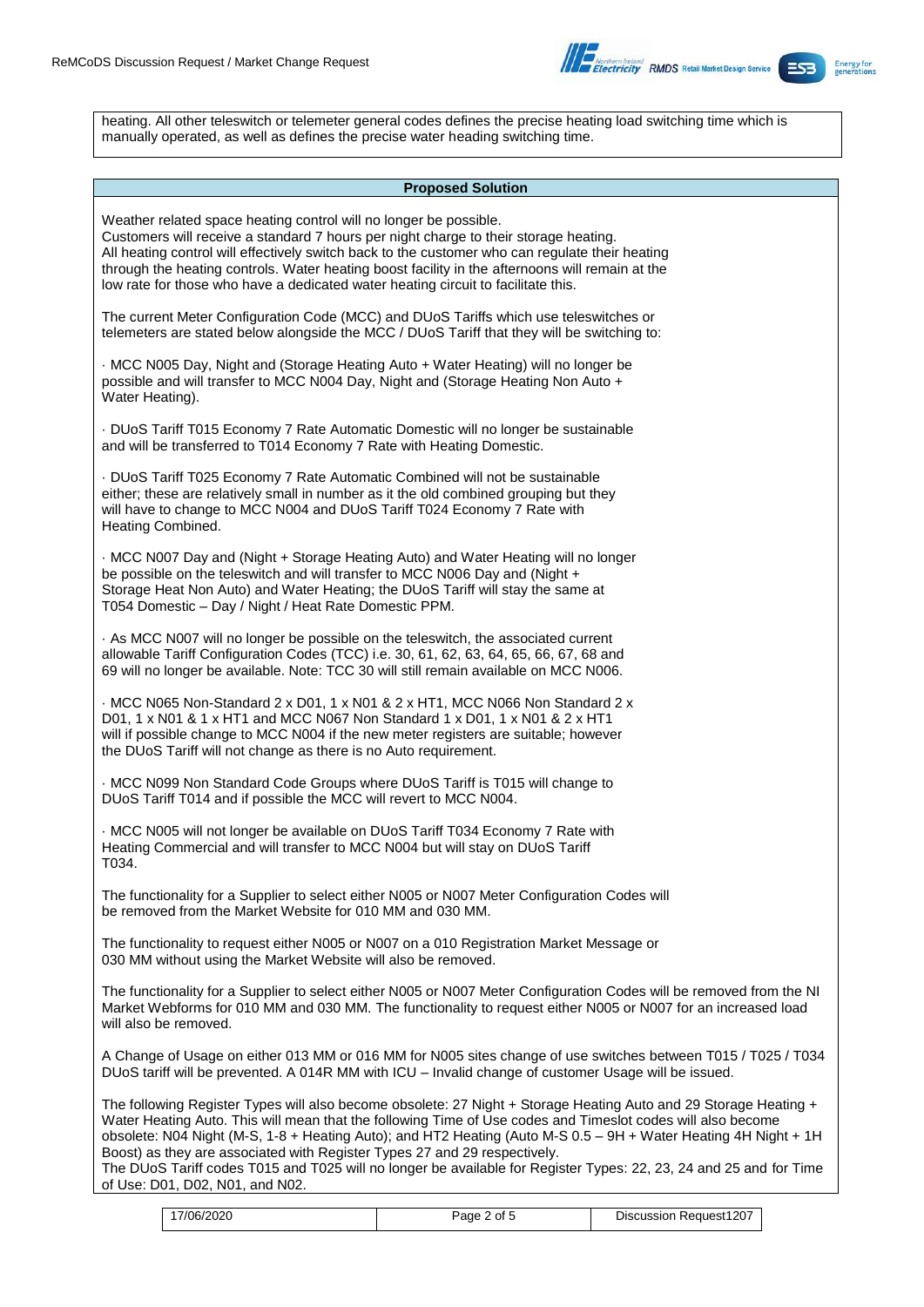heating. All other teleswitch or telemeter general codes defines the precise heating load switching time which is manually operated, as well as defines the precise water heading switching time.

## Proposed Solution

Weather related space heating control will no longer be possible.
Customers will receive a standard 7 hours per night charge to their storage heating.
All heating control will effectively switch back to the customer who can regulate their heating through the heating controls. Water heating boost facility in the afternoons will remain at the low rate for those who have a dedicated water heating circuit to facilitate this.

The current Meter Configuration Code (MCC) and DUoS Tariffs which use teleswitches or telemeters are stated below alongside the MCC / DUoS Tariff that they will be switching to:

· MCC N005 Day, Night and (Storage Heating Auto + Water Heating) will no longer be possible and will transfer to MCC N004 Day, Night and (Storage Heating Non Auto + Water Heating).

· DUoS Tariff T015 Economy 7 Rate Automatic Domestic will no longer be sustainable and will be transferred to T014 Economy 7 Rate with Heating Domestic.

· DUoS Tariff T025 Economy 7 Rate Automatic Combined will not be sustainable either; these are relatively small in number as it the old combined grouping but they will have to change to MCC N004 and DUoS Tariff T024 Economy 7 Rate with Heating Combined.

· MCC N007 Day and (Night + Storage Heating Auto) and Water Heating will no longer be possible on the teleswitch and will transfer to MCC N006 Day and (Night + Storage Heat Non Auto) and Water Heating; the DUoS Tariff will stay the same at T054 Domestic – Day / Night / Heat Rate Domestic PPM.

· As MCC N007 will no longer be possible on the teleswitch, the associated current allowable Tariff Configuration Codes (TCC) i.e. 30, 61, 62, 63, 64, 65, 66, 67, 68 and 69 will no longer be available. Note: TCC 30 will still remain available on MCC N006.

· MCC N065 Non-Standard 2 x D01, 1 x N01 & 2 x HT1, MCC N066 Non Standard 2 x D01, 1 x N01 & 1 x HT1 and MCC N067 Non Standard 1 x D01, 1 x N01 & 2 x HT1 will if possible change to MCC N004 if the new meter registers are suitable; however the DUoS Tariff will not change as there is no Auto requirement.

· MCC N099 Non Standard Code Groups where DUoS Tariff is T015 will change to DUoS Tariff T014 and if possible the MCC will revert to MCC N004.

· MCC N005 will not longer be available on DUoS Tariff T034 Economy 7 Rate with Heating Commercial and will transfer to MCC N004 but will stay on DUoS Tariff T034.

The functionality for a Supplier to select either N005 or N007 Meter Configuration Codes will be removed from the Market Website for 010 MM and 030 MM.

The functionality to request either N005 or N007 on a 010 Registration Market Message or 030 MM without using the Market Website will also be removed.

The functionality for a Supplier to select either N005 or N007 Meter Configuration Codes will be removed from the NI Market Webforms for 010 MM and 030 MM. The functionality to request either N005 or N007 for an increased load will also be removed.

A Change of Usage on either 013 MM or 016 MM for N005 sites change of use switches between T015 / T025 / T034 DUoS tariff will be prevented. A 014R MM with ICU – Invalid change of customer Usage will be issued.

The following Register Types will also become obsolete: 27 Night + Storage Heating Auto and 29 Storage Heating + Water Heating Auto. This will mean that the following Time of Use codes and Timeslot codes will also become obsolete: N04 Night (M-S, 1-8 + Heating Auto); and HT2 Heating (Auto M-S 0.5 – 9H + Water Heating 4H Night + 1H Boost) as they are associated with Register Types 27 and 29 respectively.
The DUoS Tariff codes T015 and T025 will no longer be available for Register Types: 22, 23, 24 and 25 and for Time of Use: D01, D02, N01, and N02.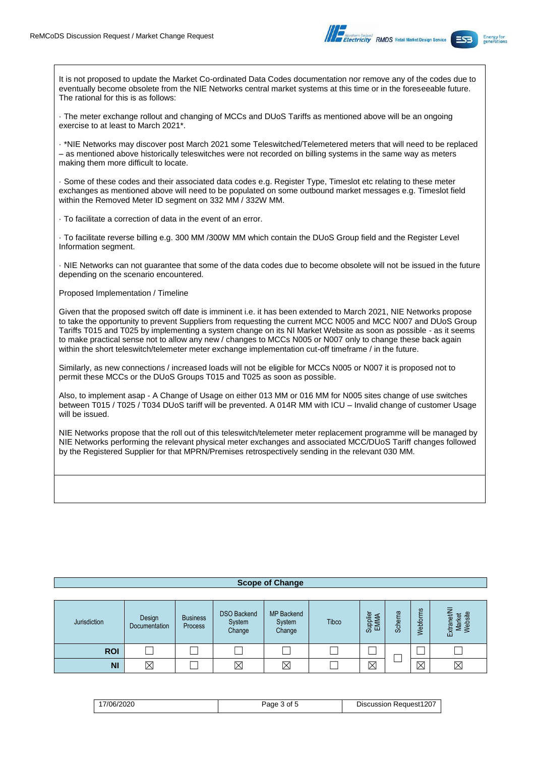It is not proposed to update the Market Co-ordinated Data Codes documentation nor remove any of the codes due to eventually become obsolete from the NIE Networks central market systems at this time or in the foreseeable future. The rational for this is as follows:

· The meter exchange rollout and changing of MCCs and DUoS Tariffs as mentioned above will be an ongoing exercise to at least to March 2021*.

· *NIE Networks may discover post March 2021 some Teleswitched/Telemetered meters that will need to be replaced – as mentioned above historically teleswitches were not recorded on billing systems in the same way as meters making them more difficult to locate.

· Some of these codes and their associated data codes e.g. Register Type, Timeslot etc relating to these meter exchanges as mentioned above will need to be populated on some outbound market messages e.g. Timeslot field within the Removed Meter ID segment on 332 MM / 332W MM.

· To facilitate a correction of data in the event of an error.

· To facilitate reverse billing e.g. 300 MM /300W MM which contain the DUoS Group field and the Register Level Information segment.

· NIE Networks can not guarantee that some of the data codes due to become obsolete will not be issued in the future depending on the scenario encountered.

Proposed Implementation / Timeline

Given that the proposed switch off date is imminent i.e. it has been extended to March 2021, NIE Networks propose to take the opportunity to prevent Suppliers from requesting the current MCC N005 and MCC N007 and DUoS Group Tariffs T015 and T025 by implementing a system change on its NI Market Website as soon as possible - as it seems to make practical sense not to allow any new / changes to MCCs N005 or N007 only to change these back again within the short teleswitch/telemeter meter exchange implementation cut-off timeframe / in the future.

Similarly, as new connections / increased loads will not be eligible for MCCs N005 or N007 it is proposed not to permit these MCCs or the DUoS Groups T015 and T025 as soon as possible.

Also, to implement asap - A Change of Usage on either 013 MM or 016 MM for N005 sites change of use switches between T015 / T025 / T034 DUoS tariff will be prevented. A 014R MM with ICU – Invalid change of customer Usage will be issued.

NIE Networks propose that the roll out of this teleswitch/telemeter meter replacement programme will be managed by NIE Networks performing the relevant physical meter exchanges and associated MCC/DUoS Tariff changes followed by the Registered Supplier for that MPRN/Premises retrospectively sending in the relevant 030 MM.

**Scope of Change**

| Jurisdiction | Design Documentation | Business Process | DSO Backend System Change | MP Backend System Change | Tibco | Supplier EMMA | Schema | Webforms | Extranet/NI Market Website |
|---|---|---|---|---|---|---|---|---|---|
| **ROI** | ☐ | ☐ | ☐ | ☐ | ☐ | ☐ | ☐ | ☐ | ☐ |
| **NI** | ☒ | ☐ | ☒ | ☒ | ☐ | ☒ | | ☒ | ☒ |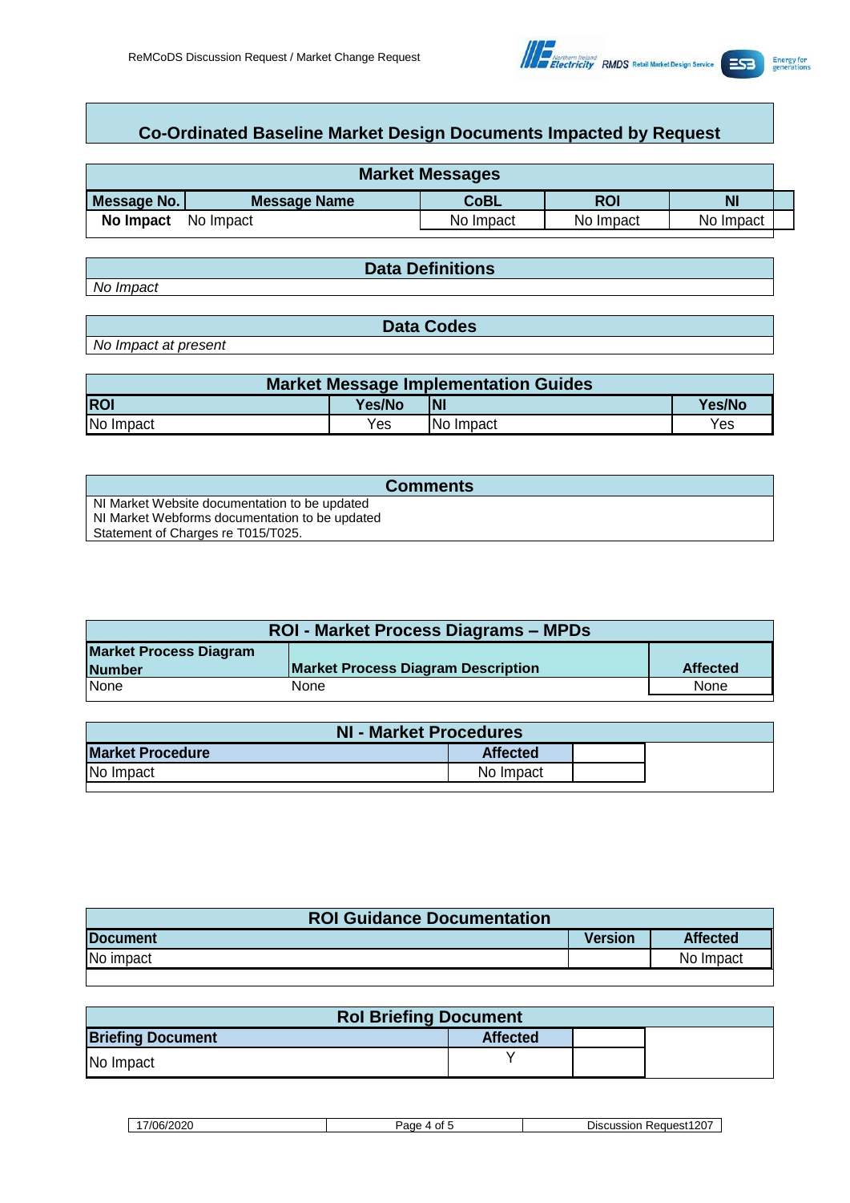## Co-Ordinated Baseline Market Design Documents Impacted by Request

| Market Messages | | | | |
|---|---|---|---|---|
| **Message No.** | **Message Name** | **CoBL** | **ROI** | **NI** |
| **No Impact** | No Impact | No Impact | No Impact | No Impact |

| Data Definitions |
|---|
| *No Impact* |

| Data Codes |
|---|
| *No Impact at present* |

| Market Message Implementation Guides | | | |
|---|---|---|---|
| **ROI** | **Yes/No** | **NI** | **Yes/No** |
| No Impact | Yes | No Impact | Yes |

| Comments |
|---|
| NI Market Website documentation to be updated<br>NI Market Webforms documentation to be updated<br>Statement of Charges re T015/T025. |

| ROI - Market Process Diagrams – MPDs | | |
|---|---|---|
| **Market Process Diagram Number** | **Market Process Diagram Description** | **Affected** |
| None | None | None |

| NI - Market Procedures | | |
|---|---|---|
| **Market Procedure** | **Affected** | |
| No Impact | No Impact | |

| ROI Guidance Documentation | | |
|---|---|---|
| **Document** | **Version** | **Affected** |
| No impact | | No Impact |

| RoI Briefing Document | | |
|---|---|---|
| **Briefing Document** | **Affected** | |
| No Impact | Y | |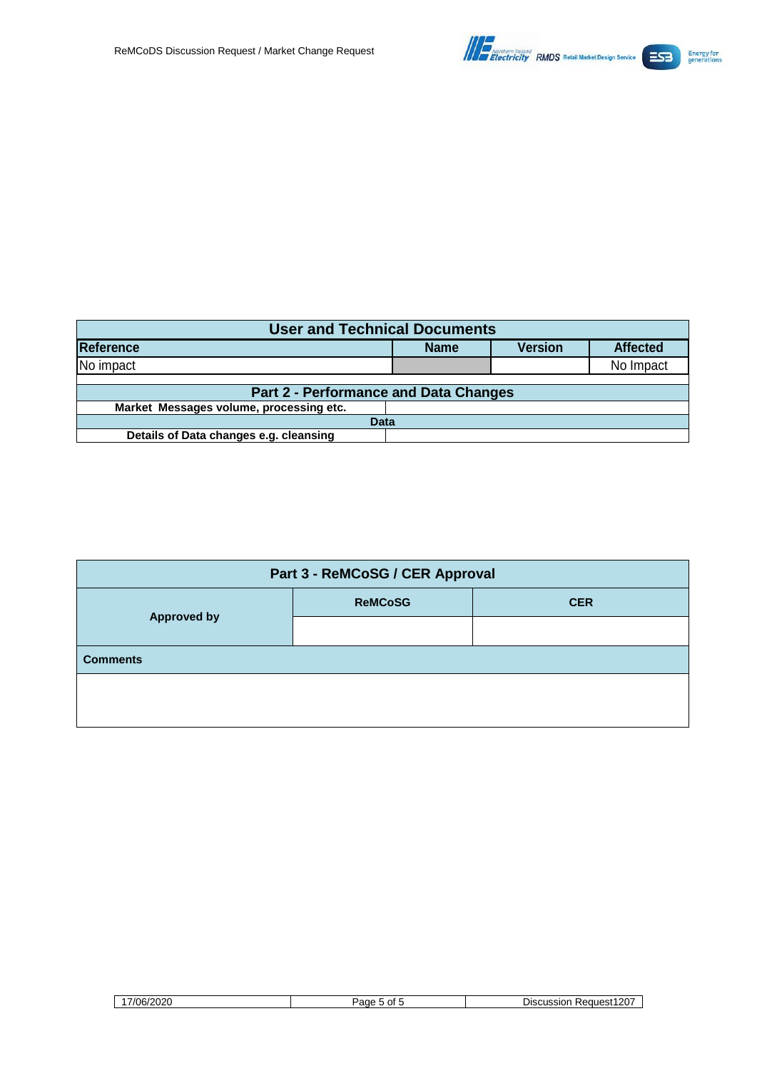| User and Technical Documents | | | |
| --- | --- | --- | --- |
| **Reference** | **Name** | **Version** | **Affected** |
| No impact | | | No Impact |

| Part 2 - Performance and Data Changes | |
| --- | --- |
| **Market Messages volume, processing etc.** | |
| **Data** | |
| **Details of Data changes e.g. cleansing** | |

| Part 3 - ReMCoSG / CER Approval | | |
| --- | --- | --- |
| **Approved by** | **ReMCoSG** | **CER** |
| | | |
| **Comments** | | |
| | | |